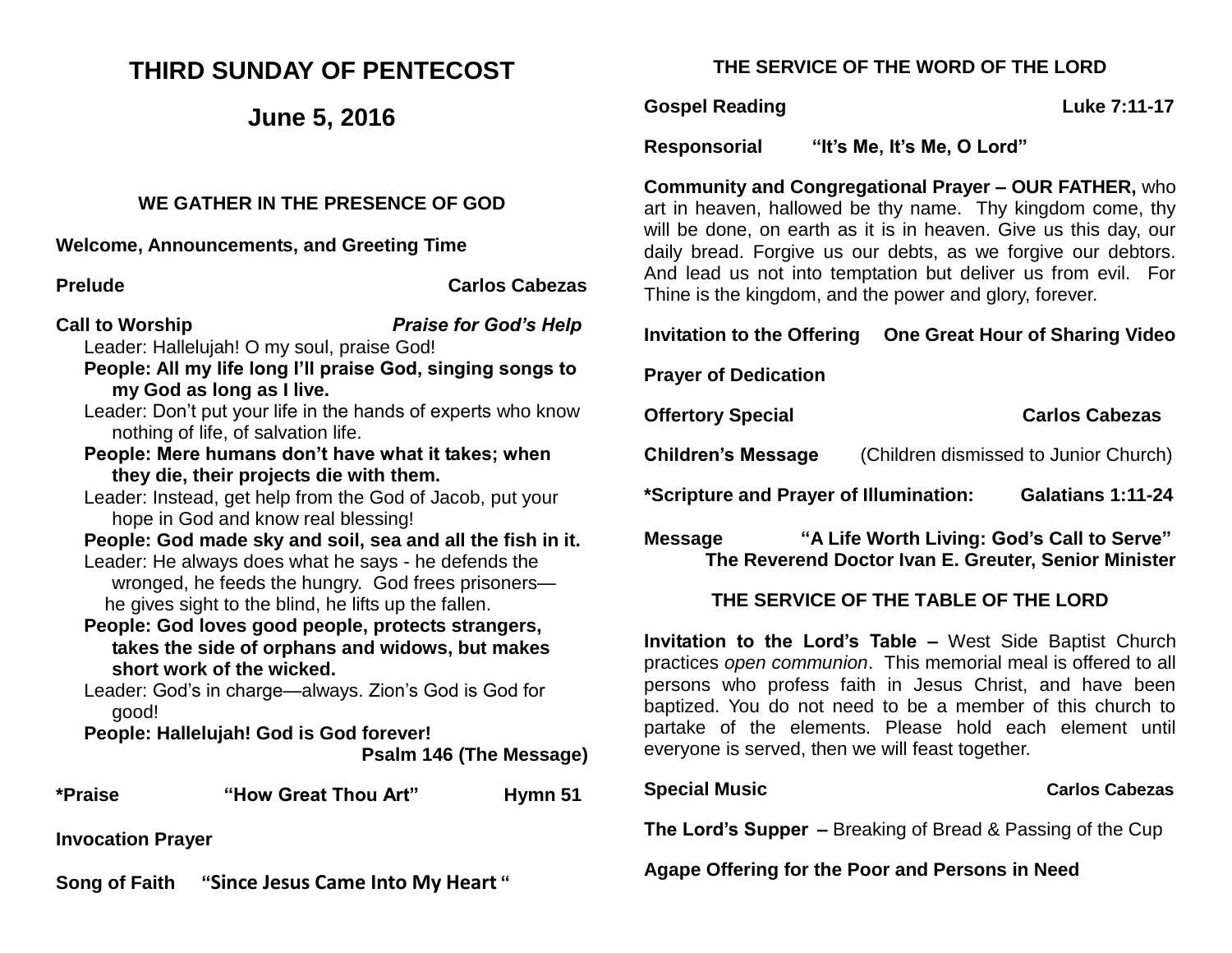# THIRD SUNDAY OF PENTECOST

## June 5, 2016

### WE GATHER IN THE PRESENCE OF GOD

**Welcome, Announcements, and Greeting Time**

**Prelude** **Carlos Cabezas**

**Call to Worship** ***Praise for God's Help***

Leader: Hallelujah! O my soul, praise God!

**People: All my life long I'll praise God, singing songs to my God as long as I live.**

Leader: Don't put your life in the hands of experts who know nothing of life, of salvation life.

**People: Mere humans don't have what it takes; when they die, their projects die with them.**

Leader: Instead, get help from the God of Jacob, put your hope in God and know real blessing!

**People: God made sky and soil, sea and all the fish in it.**

Leader: He always does what he says - he defends the wronged, he feeds the hungry. God frees prisoners—he gives sight to the blind, he lifts up the fallen.

**People: God loves good people, protects strangers, takes the side of orphans and widows, but makes short work of the wicked.**

Leader: God's in charge—always. Zion's God is God for good!

**People: Hallelujah! God is God forever!**

**Psalm 146 (The Message)**

**\*Praise "How Great Thou Art" Hymn 51**

**Invocation Prayer**

**Song of Faith "Since Jesus Came Into My Heart "**

### THE SERVICE OF THE WORD OF THE LORD

**Gospel Reading** **Luke 7:11-17**

**Responsorial "It's Me, It's Me, O Lord"**

**Community and Congregational Prayer – OUR FATHER,** who art in heaven, hallowed be thy name. Thy kingdom come, thy will be done, on earth as it is in heaven. Give us this day, our daily bread. Forgive us our debts, as we forgive our debtors. And lead us not into temptation but deliver us from evil. For Thine is the kingdom, and the power and glory, forever.

**Invitation to the Offering One Great Hour of Sharing Video**

**Prayer of Dedication**

**Offertory Special** **Carlos Cabezas**

**Children's Message** (Children dismissed to Junior Church)

**\*Scripture and Prayer of Illumination: Galatians 1:11-24**

**Message "A Life Worth Living: God's Call to Serve"**
**The Reverend Doctor Ivan E. Greuter, Senior Minister**

### THE SERVICE OF THE TABLE OF THE LORD

**Invitation to the Lord's Table –** West Side Baptist Church practices *open communion*. This memorial meal is offered to all persons who profess faith in Jesus Christ, and have been baptized. You do not need to be a member of this church to partake of the elements. Please hold each element until everyone is served, then we will feast together.

**Special Music** **Carlos Cabezas**

**The Lord's Supper –** Breaking of Bread & Passing of the Cup

**Agape Offering for the Poor and Persons in Need**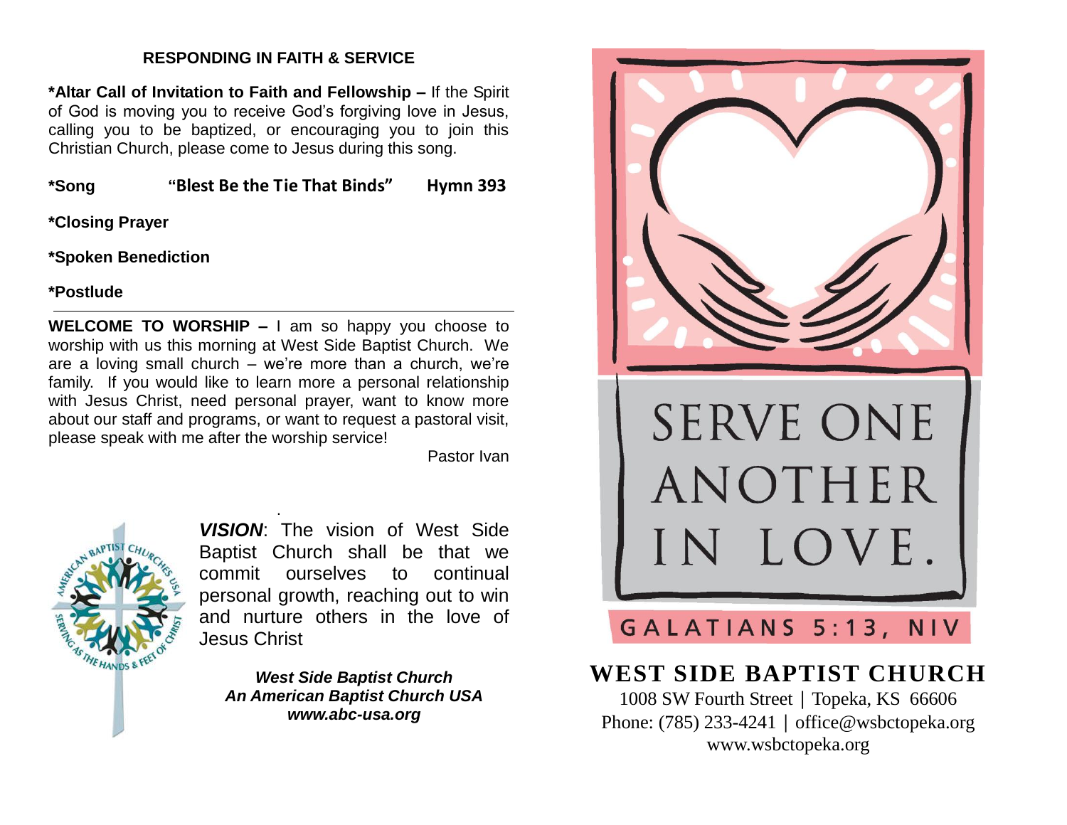## RESPONDING IN FAITH & SERVICE

**\*Altar Call of Invitation to Faith and Fellowship –** If the Spirit of God is moving you to receive God's forgiving love in Jesus, calling you to be baptized, or encouraging you to join this Christian Church, please come to Jesus during this song.

**\*Song "Blest Be the Tie That Binds" Hymn 393**

**\*Closing Prayer**

**\*Spoken Benediction**

**\*Postlude**

---

**WELCOME TO WORSHIP –** I am so happy you choose to worship with us this morning at West Side Baptist Church. We are a loving small church – we're more than a church, we're family. If you would like to learn more a personal relationship with Jesus Christ, need personal prayer, want to know more about our staff and programs, or want to request a pastoral visit, please speak with me after the worship service!

Pastor Ivan

***VISION***: The vision of West Side Baptist Church shall be that we commit ourselves to continual personal growth, reaching out to win and nurture others in the love of Jesus Christ

***West Side Baptist Church***
***An American Baptist Church USA***
***www.abc-usa.org***

SERVE ONE ANOTHER IN LOVE.

GALATIANS 5:13, NIV

## WEST SIDE BAPTIST CHURCH

1008 SW Fourth Street | Topeka, KS 66606
Phone: (785) 233-4241 | office@wsbctopeka.org
www.wsbctopeka.org